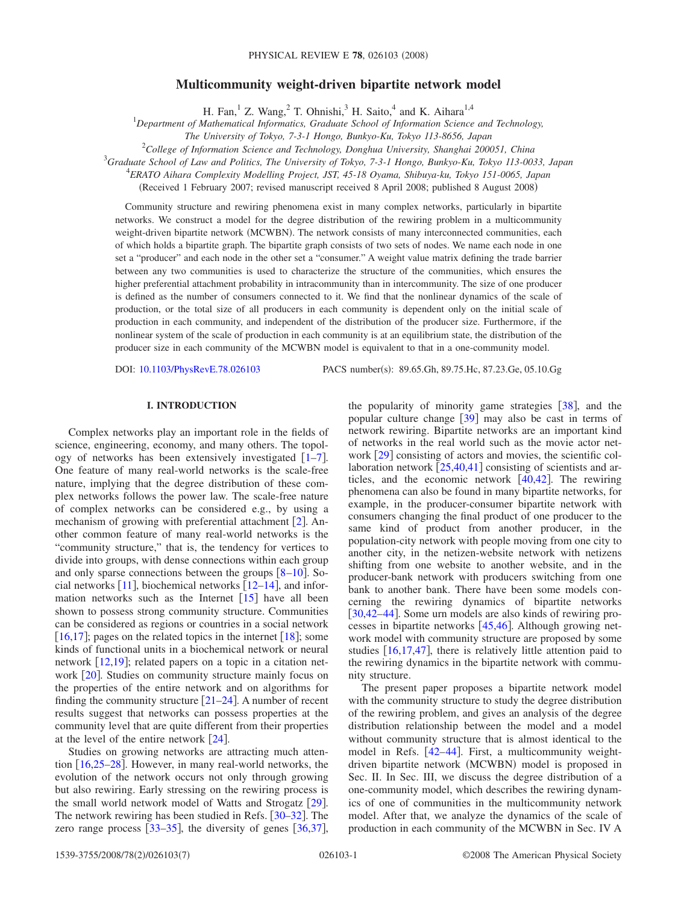# Multicommunity weight-driven bipartite network model

H. Fan,[1] Z. Wang,[2] T. Ohnishi,[3] H. Saito,[4] and K. Aihara[1,4]

[1]*Department of Mathematical Informatics, Graduate School of Information Science and Technology, The University of Tokyo, 7-3-1 Hongo, Bunkyo-Ku, Tokyo 113-8656, Japan*

[2]*College of Information Science and Technology, Donghua University, Shanghai 200051, China*

[3]*Graduate School of Law and Politics, The University of Tokyo, 7-3-1 Hongo, Bunkyo-Ku, Tokyo 113-0033, Japan*

[4]*ERATO Aihara Complexity Modelling Project, JST, 45-18 Oyama, Shibuya-ku, Tokyo 151-0065, Japan*

(Received 1 February 2007; revised manuscript received 8 April 2008; published 8 August 2008)

Community structure and rewiring phenomena exist in many complex networks, particularly in bipartite networks. We construct a model for the degree distribution of the rewiring problem in a multicommunity weight-driven bipartite network (MCWBN). The network consists of many interconnected communities, each of which holds a bipartite graph. The bipartite graph consists of two sets of nodes. We name each node in one set a "producer" and each node in the other set a "consumer." A weight value matrix defining the trade barrier between any two communities is used to characterize the structure of the communities, which ensures the higher preferential attachment probability in intracommunity than in intercommunity. The size of one producer is defined as the number of consumers connected to it. We find that the nonlinear dynamics of the scale of production, or the total size of all producers in each community is dependent only on the initial scale of production in each community, and independent of the distribution of the producer size. Furthermore, if the nonlinear system of the scale of production in each community is at an equilibrium state, the distribution of the producer size in each community of the MCWBN model is equivalent to that in a one-community model.

DOI: 10.1103/PhysRevE.78.026103 PACS number(s): 89.65.Gh, 89.75.Hc, 87.23.Ge, 05.10.Gg

## I. INTRODUCTION

Complex networks play an important role in the fields of science, engineering, economy, and many others. The topology of networks has been extensively investigated [1–7]. One feature of many real-world networks is the scale-free nature, implying that the degree distribution of these complex networks follows the power law. The scale-free nature of complex networks can be considered e.g., by using a mechanism of growing with preferential attachment [2]. Another common feature of many real-world networks is the "community structure," that is, the tendency for vertices to divide into groups, with dense connections within each group and only sparse connections between the groups [8–10]. Social networks [11], biochemical networks [12–14], and information networks such as the Internet [15] have all been shown to possess strong community structure. Communities can be considered as regions or countries in a social network [16,17]; pages on the related topics in the internet [18]; some kinds of functional units in a biochemical network or neural network [12,19]; related papers on a topic in a citation network [20]. Studies on community structure mainly focus on the properties of the entire network and on algorithms for finding the community structure [21–24]. A number of recent results suggest that networks can possess properties at the community level that are quite different from their properties at the level of the entire network [24].

Studies on growing networks are attracting much attention [16,25–28]. However, in many real-world networks, the evolution of the network occurs not only through growing but also rewiring. Early stressing on the rewiring process is the small world network model of Watts and Strogatz [29]. The network rewiring has been studied in Refs. [30–32]. The zero range process [33–35], the diversity of genes [36,37], the popularity of minority game strategies [38], and the popular culture change [39] may also be cast in terms of network rewiring. Bipartite networks are an important kind of networks in the real world such as the movie actor network [29] consisting of actors and movies, the scientific collaboration network [25,40,41] consisting of scientists and articles, and the economic network [40,42]. The rewiring phenomena can also be found in many bipartite networks, for example, in the producer-consumer bipartite network with consumers changing the final product of one producer to the same kind of product from another producer, in the population-city network with people moving from one city to another city, in the netizen-website network with netizens shifting from one website to another website, and in the producer-bank network with producers switching from one bank to another bank. There have been some models concerning the rewiring dynamics of bipartite networks [30,42–44]. Some urn models are also kinds of rewiring processes in bipartite networks [45,46]. Although growing network model with community structure are proposed by some studies [16,17,47], there is relatively little attention paid to the rewiring dynamics in the bipartite network with community structure.

The present paper proposes a bipartite network model with the community structure to study the degree distribution of the rewiring problem, and gives an analysis of the degree distribution relationship between the model and a model without community structure that is almost identical to the model in Refs. [42–44]. First, a multicommunity weight-driven bipartite network (MCWBN) model is proposed in Sec. II. In Sec. III, we discuss the degree distribution of a one-community model, which describes the rewiring dynamics of one of communities in the multicommunity network model. After that, we analyze the dynamics of the scale of production in each community of the MCWBN in Sec. IV A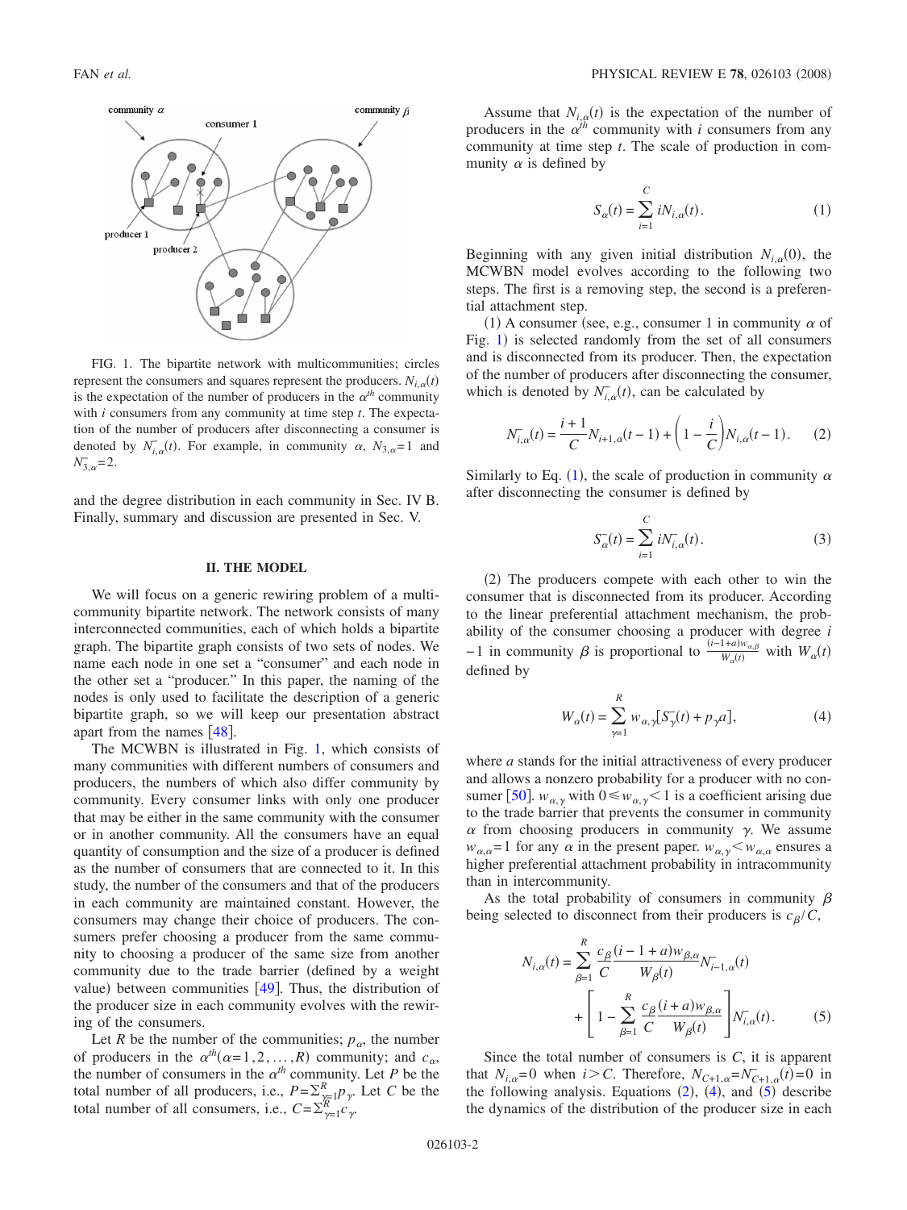FIG. 1. The bipartite network with multicommunities; circles represent the consumers and squares represent the producers. $N_{i,\alpha}(t)$ is the expectation of the number of producers in the $\alpha^{th}$ community with $i$ consumers from any community at time step $t$. The expectation of the number of producers after disconnecting a consumer is denoted by $N^{-}_{i,\alpha}(t)$. For example, in community $\alpha$, $N_{3,\alpha}=1$ and $N^{-}_{3,\alpha}=2$.

and the degree distribution in each community in Sec. IV B. Finally, summary and discussion are presented in Sec. V.

## II. THE MODEL

We will focus on a generic rewiring problem of a multicommunity bipartite network. The network consists of many interconnected communities, each of which holds a bipartite graph. The bipartite graph consists of two sets of nodes. We name each node in one set a "consumer" and each node in the other set a "producer." In this paper, the naming of the nodes is only used to facilitate the description of a generic bipartite graph, so we will keep our presentation abstract apart from the names [48].

The MCWBN is illustrated in Fig. 1, which consists of many communities with different numbers of consumers and producers, the numbers of which also differ community by community. Every consumer links with only one producer that may be either in the same community with the consumer or in another community. All the consumers have an equal quantity of consumption and the size of a producer is defined as the number of consumers that are connected to it. In this study, the number of the consumers and that of the producers in each community are maintained constant. However, the consumers may change their choice of producers. The consumers prefer choosing a producer from the same community to choosing a producer of the same size from another community due to the trade barrier (defined by a weight value) between communities [49]. Thus, the distribution of the producer size in each community evolves with the rewiring of the consumers.

Let $R$ be the number of the communities; $p_\alpha$, the number of producers in the $\alpha^{th}(\alpha=1,2,\ldots,R)$ community; and $c_\alpha$, the number of consumers in the $\alpha^{th}$ community. Let $P$ be the total number of all producers, i.e., $P=\Sigma_{\gamma=1}^{R}p_\gamma$. Let $C$ be the total number of all consumers, i.e., $C=\Sigma_{\gamma=1}^{R}c_\gamma$.

Assume that $N_{i,\alpha}(t)$ is the expectation of the number of producers in the $\alpha^{th}$ community with $i$ consumers from any community at time step $t$. The scale of production in community $\alpha$ is defined by

$$S_\alpha(t)=\sum_{i=1}^{C} iN_{i,\alpha}(t). \tag{1}$$

Beginning with any given initial distribution $N_{i,\alpha}(0)$, the MCWBN model evolves according to the following two steps. The first is a removing step, the second is a preferential attachment step.

(1) A consumer (see, e.g., consumer 1 in community $\alpha$ of Fig. 1) is selected randomly from the set of all consumers and is disconnected from its producer. Then, the expectation of the number of producers after disconnecting the consumer, which is denoted by $N^{-}_{i,\alpha}(t)$, can be calculated by

$$N^{-}_{i,\alpha}(t)=\frac{i+1}{C}N_{i+1,\alpha}(t-1)+\left(1-\frac{i}{C}\right)N_{i,\alpha}(t-1). \tag{2}$$

Similarly to Eq. (1), the scale of production in community $\alpha$ after disconnecting the consumer is defined by

$$S^{-}_\alpha(t)=\sum_{i=1}^{C} iN^{-}_{i,\alpha}(t). \tag{3}$$

(2) The producers compete with each other to win the consumer that is disconnected from its producer. According to the linear preferential attachment mechanism, the probability of the consumer choosing a producer with degree $i-1$ in community $\beta$ is proportional to $\frac{(i-1+a)w_{\alpha,\beta}}{W_\alpha(t)}$ with $W_\alpha(t)$ defined by

$$W_\alpha(t)=\sum_{\gamma=1}^{R} w_{\alpha,\gamma}[S^{-}_\gamma(t)+p_\gamma a], \tag{4}$$

where $a$ stands for the initial attractiveness of every producer and allows a nonzero probability for a producer with no consumer [50]. $w_{\alpha,\gamma}$ with $0\leqslant w_{\alpha,\gamma}<1$ is a coefficient arising due to the trade barrier that prevents the consumer in community $\alpha$ from choosing producers in community $\gamma$. We assume $w_{\alpha,\alpha}=1$ for any $\alpha$ in the present paper. $w_{\alpha,\gamma}<w_{\alpha,\alpha}$ ensures a higher preferential attachment probability in intracommunity than in intercommunity.

As the total probability of consumers in community $\beta$ being selected to disconnect from their producers is $c_\beta/C$,

$$N_{i,\alpha}(t)=\sum_{\beta=1}^{R}\frac{c_\beta}{C}\frac{(i-1+a)w_{\beta,\alpha}}{W_\beta(t)}N^{-}_{i-1,\alpha}(t)+\left[1-\sum_{\beta=1}^{R}\frac{c_\beta}{C}\frac{(i+a)w_{\beta,\alpha}}{W_\beta(t)}\right]N^{-}_{i,\alpha}(t). \tag{5}$$

Since the total number of consumers is $C$, it is apparent that $N_{i,\alpha}=0$ when $i>C$. Therefore, $N_{C+1,\alpha}=N^{-}_{C+1,\alpha}(t)=0$ in the following analysis. Equations (2), (4), and (5) describe the dynamics of the distribution of the producer size in each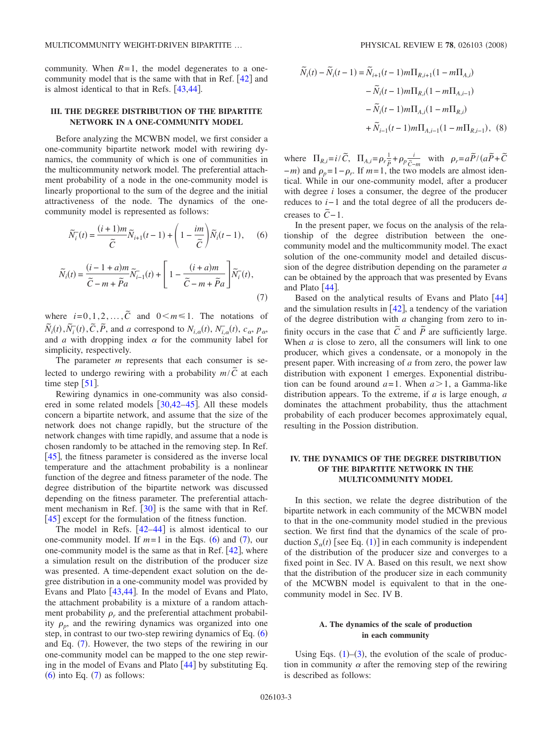community. When $R=1$, the model degenerates to a one-community model that is the same with that in Ref. [42] and is almost identical to that in Refs. [43,44].

### III. THE DEGREE DISTRIBUTION OF THE BIPARTITE NETWORK IN A ONE-COMMUNITY MODEL

Before analyzing the MCWBN model, we first consider a one-community bipartite network model with rewiring dynamics, the community of which is one of communities in the multicommunity network model. The preferential attachment probability of a node in the one-community model is linearly proportional to the sum of the degree and the initial attractiveness of the node. The dynamics of the one-community model is represented as follows:

$$\tilde{N}_i^-(t) = \frac{(i+1)m}{\tilde{C}}\tilde{N}_{i+1}(t-1) + \left(1 - \frac{im}{\tilde{C}}\right)\tilde{N}_i(t-1), \quad (6)$$

$$\tilde{N}_i(t) = \frac{(i-1+a)m}{\tilde{C}-m+\tilde{P}a}\tilde{N}_{i-1}^-(t) + \left[1 - \frac{(i+a)m}{\tilde{C}-m+\tilde{P}a}\right]\tilde{N}_i^-(t), \quad (7)$$

where $i=0,1,2,\ldots,\tilde{C}$ and $0<m\leqslant 1$. The notations of $\tilde{N}_i(t), \tilde{N}_i^-(t), \tilde{C}, \tilde{P}$, and $a$ correspond to $N_{i,\alpha}(t)$, $N_{i,\alpha}^-(t)$, $c_\alpha$, $p_\alpha$, and $a$ with dropping index $\alpha$ for the community label for simplicity, respectively.

The parameter $m$ represents that each consumer is selected to undergo rewiring with a probability $m/\tilde{C}$ at each time step [51].

Rewiring dynamics in one-community was also considered in some related models [30,42–45]. All these models concern a bipartite network, and assume that the size of the network does not change rapidly, but the structure of the network changes with time rapidly, and assume that a node is chosen randomly to be attached in the removing step. In Ref. [45], the fitness parameter is considered as the inverse local temperature and the attachment probability is a nonlinear function of the degree and fitness parameter of the node. The degree distribution of the bipartite network was discussed depending on the fitness parameter. The preferential attachment mechanism in Ref. [30] is the same with that in Ref. [45] except for the formulation of the fitness function.

The model in Refs. [42–44] is almost identical to our one-community model. If $m=1$ in the Eqs. (6) and (7), our one-community model is the same as that in Ref. [42], where a simulation result on the distribution of the producer size was presented. A time-dependent exact solution on the degree distribution in a one-community model was provided by Evans and Plato [43,44]. In the model of Evans and Plato, the attachment probability is a mixture of a random attachment probability $\rho_r$ and the preferential attachment probability $\rho_p$, and the rewiring dynamics was organized into one step, in contrast to our two-step rewiring dynamics of Eq. (6) and Eq. (7). However, the two steps of the rewiring in our one-community model can be mapped to the one step rewiring in the model of Evans and Plato [44] by substituting Eq. (6) into Eq. (7) as follows:

$$\begin{aligned}
\tilde{N}_i(t) - \tilde{N}_i(t-1) = {} & \tilde{N}_{i+1}(t-1)m\Pi_{R,i+1}(1-m\Pi_{A,i}) \\
& - \tilde{N}_i(t-1)m\Pi_{R,i}(1-m\Pi_{A,i-1}) \\
& - \tilde{N}_i(t-1)m\Pi_{A,i}(1-m\Pi_{R,i}) \\
& + \tilde{N}_{i-1}(t-1)m\Pi_{A,i-1}(1-m\Pi_{R,i-1}), \quad (8)
\end{aligned}$$

where $\Pi_{R,i}=i/\tilde{C}$, $\Pi_{A,i}=\rho_r\frac{1}{\tilde{P}}+\rho_p\frac{i}{\tilde{C}-m}$ with $\rho_r=a\tilde{P}/(a\tilde{P}+\tilde{C}-m)$ and $\rho_p=1-\rho_r$. If $m=1$, the two models are almost identical. While in our one-community model, after a producer with degree $i$ loses a consumer, the degree of the producer reduces to $i-1$ and the total degree of all the producers decreases to $\tilde{C}-1$.

In the present paper, we focus on the analysis of the relationship of the degree distribution between the one-community model and the multicommunity model. The exact solution of the one-community model and detailed discussion of the degree distribution depending on the parameter $a$ can be obtained by the approach that was presented by Evans and Plato [44].

Based on the analytical results of Evans and Plato [44] and the simulation results in [42], a tendency of the variation of the degree distribution with $a$ changing from zero to infinity occurs in the case that $\tilde{C}$ and $\tilde{P}$ are sufficiently large. When $a$ is close to zero, all the consumers will link to one producer, which gives a condensate, or a monopoly in the present paper. With increasing of $a$ from zero, the power law distribution with exponent 1 emerges. Exponential distribution can be found around $a=1$. When $a>1$, a Gamma-like distribution appears. To the extreme, if $a$ is large enough, $a$ dominates the attachment probability, thus the attachment probability of each producer becomes approximately equal, resulting in the Possion distribution.

### IV. THE DYNAMICS OF THE DEGREE DISTRIBUTION OF THE BIPARTITE NETWORK IN THE MULTICOMMUNITY MODEL

In this section, we relate the degree distribution of the bipartite network in each community of the MCWBN model to that in the one-community model studied in the previous section. We first find that the dynamics of the scale of production $S_\alpha(t)$ [see Eq. (1)] in each community is independent of the distribution of the producer size and converges to a fixed point in Sec. IV A. Based on this result, we next show that the distribution of the producer size in each community of the MCWBN model is equivalent to that in the one-community model in Sec. IV B.

#### A. The dynamics of the scale of production in each community

Using Eqs. (1)–(3), the evolution of the scale of production in community $\alpha$ after the removing step of the rewiring is described as follows: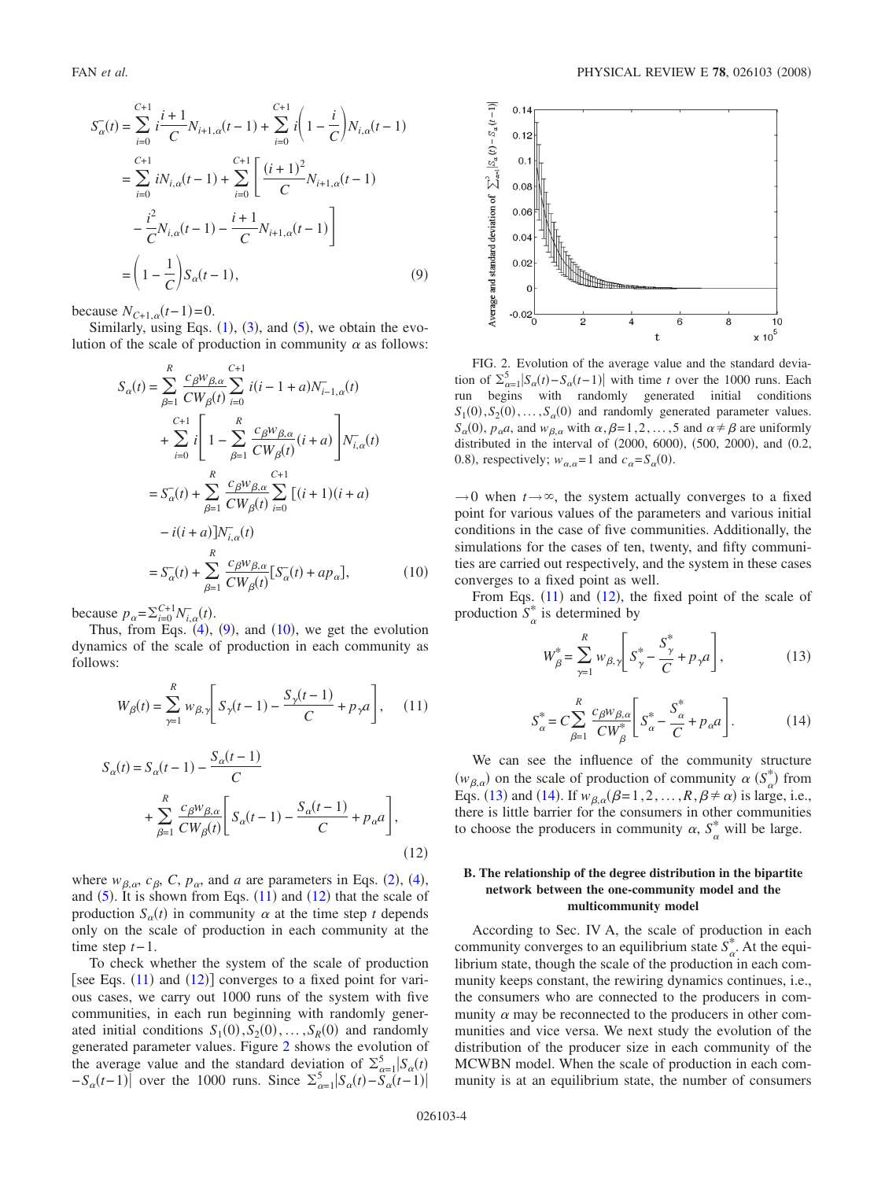$$
\begin{aligned}
S_\alpha^-(t) &= \sum_{i=0}^{C+1} i\frac{i+1}{C}N_{i+1,\alpha}(t-1) + \sum_{i=0}^{C+1} i\left(1-\frac{i}{C}\right)N_{i,\alpha}(t-1)\\
&= \sum_{i=0}^{C+1} iN_{i,\alpha}(t-1) + \sum_{i=0}^{C+1}\left[\frac{(i+1)^2}{C}N_{i+1,\alpha}(t-1)\right.\\
&\quad \left. -\frac{i^2}{C}N_{i,\alpha}(t-1) - \frac{i+1}{C}N_{i+1,\alpha}(t-1)\right]\\
&= \left(1-\frac{1}{C}\right)S_\alpha(t-1), \qquad (9)
\end{aligned}
$$

because $N_{C+1,\alpha}(t-1)=0$.

Similarly, using Eqs. (1), (3), and (5), we obtain the evolution of the scale of production in community $\alpha$ as follows:

$$
\begin{aligned}
S_\alpha(t) &= \sum_{\beta=1}^{R}\frac{c_\beta w_{\beta,\alpha}}{CW_\beta(t)}\sum_{i=0}^{C+1} i(i-1+a)N_{i-1,\alpha}^-(t)\\
&\quad + \sum_{i=0}^{C+1} i\left[1-\sum_{\beta=1}^{R}\frac{c_\beta w_{\beta,\alpha}}{CW_\beta(t)}(i+a)\right]N_{i,\alpha}^-(t)\\
&= S_\alpha^-(t) + \sum_{\beta=1}^{R}\frac{c_\beta w_{\beta,\alpha}}{CW_\beta(t)}\sum_{i=0}^{C+1}[(i+1)(i+a)\\
&\quad - i(i+a)]N_{i,\alpha}^-(t)\\
&= S_\alpha^-(t) + \sum_{\beta=1}^{R}\frac{c_\beta w_{\beta,\alpha}}{CW_\beta(t)}[S_\alpha^-(t) + ap_\alpha], \qquad (10)
\end{aligned}
$$

because $p_\alpha = \Sigma_{i=0}^{C+1}N_{i,\alpha}^-(t)$.

Thus, from Eqs. (4), (9), and (10), we get the evolution dynamics of the scale of production in each community as follows:

$$
W_\beta(t) = \sum_{\gamma=1}^{R} w_{\beta,\gamma}\left[S_\gamma(t-1) - \frac{S_\gamma(t-1)}{C} + p_\gamma a\right], \qquad (11)
$$

$$
\begin{aligned}
S_\alpha(t) &= S_\alpha(t-1) - \frac{S_\alpha(t-1)}{C}\\
&\quad + \sum_{\beta=1}^{R}\frac{c_\beta w_{\beta,\alpha}}{CW_\beta(t)}\left[S_\alpha(t-1) - \frac{S_\alpha(t-1)}{C} + p_\alpha a\right],
\end{aligned} \qquad (12)
$$

where $w_{\beta,\alpha}$, $c_\beta$, $C$, $p_\alpha$, and $a$ are parameters in Eqs. (2), (4), and (5). It is shown from Eqs. (11) and (12) that the scale of production $S_\alpha(t)$ in community $\alpha$ at the time step $t$ depends only on the scale of production in each community at the time step $t-1$.

To check whether the system of the scale of production [see Eqs. (11) and (12)] converges to a fixed point for various cases, we carry out 1000 runs of the system with five communities, in each run beginning with randomly generated initial conditions $S_1(0), S_2(0), \ldots, S_R(0)$ and randomly generated parameter values. Figure 2 shows the evolution of the average value and the standard deviation of $\Sigma_{\alpha=1}^5|S_\alpha(t) - S_\alpha(t-1)|$ over the 1000 runs. Since $\Sigma_{\alpha=1}^5|S_\alpha(t) - S_\alpha(t-1)| \to 0$ when $t\to\infty$, the system actually converges to a fixed point for various values of the parameters and various initial conditions in the case of five communities. Additionally, the simulations for the cases of ten, twenty, and fifty communities are carried out respectively, and the system in these cases converges to a fixed point as well.

FIG. 2. Evolution of the average value and the standard deviation of $\Sigma_{\alpha=1}^5|S_\alpha(t) - S_\alpha(t-1)|$ with time $t$ over the 1000 runs. Each run begins with randomly generated initial conditions $S_1(0), S_2(0), \ldots, S_\alpha(0)$ and randomly generated parameter values. $S_\alpha(0)$, $p_\alpha a$, and $w_{\beta,\alpha}$ with $\alpha,\beta = 1,2,\ldots,5$ and $\alpha\neq\beta$ are uniformly distributed in the interval of (2000, 6000), (500, 2000), and (0.2, 0.8), respectively; $w_{\alpha,\alpha}=1$ and $c_\alpha = S_\alpha(0)$.

From Eqs. (11) and (12), the fixed point of the scale of production $S_\alpha^*$ is determined by

$$
W_\beta^* = \sum_{\gamma=1}^{R} w_{\beta,\gamma}\left[S_\gamma^* - \frac{S_\gamma^*}{C} + p_\gamma a\right], \qquad (13)
$$

$$
S_\alpha^* = C\sum_{\beta=1}^{R}\frac{c_\beta w_{\beta,\alpha}}{CW_\beta^*}\left[S_\alpha^* - \frac{S_\alpha^*}{C} + p_\alpha a\right]. \qquad (14)
$$

We can see the influence of the community structure ($w_{\beta,\alpha}$) on the scale of production of community $\alpha$ ($S_\alpha^*$) from Eqs. (13) and (14). If $w_{\beta,\alpha}(\beta=1,2,\ldots,R,\beta\neq\alpha)$ is large, i.e., there is little barrier for the consumers in other communities to choose the producers in community $\alpha$, $S_\alpha^*$ will be large.

### B. The relationship of the degree distribution in the bipartite network between the one-community model and the multicommunity model

According to Sec. IV A, the scale of production in each community converges to an equilibrium state $S_\alpha^*$. At the equilibrium state, though the scale of the production in each community keeps constant, the rewiring dynamics continues, i.e., the consumers who are connected to the producers in community $\alpha$ may be reconnected to the producers in other communities and vice versa. We next study the evolution of the distribution of the producer size in each community of the MCWBN model. When the scale of production in each community is at an equilibrium state, the number of consumers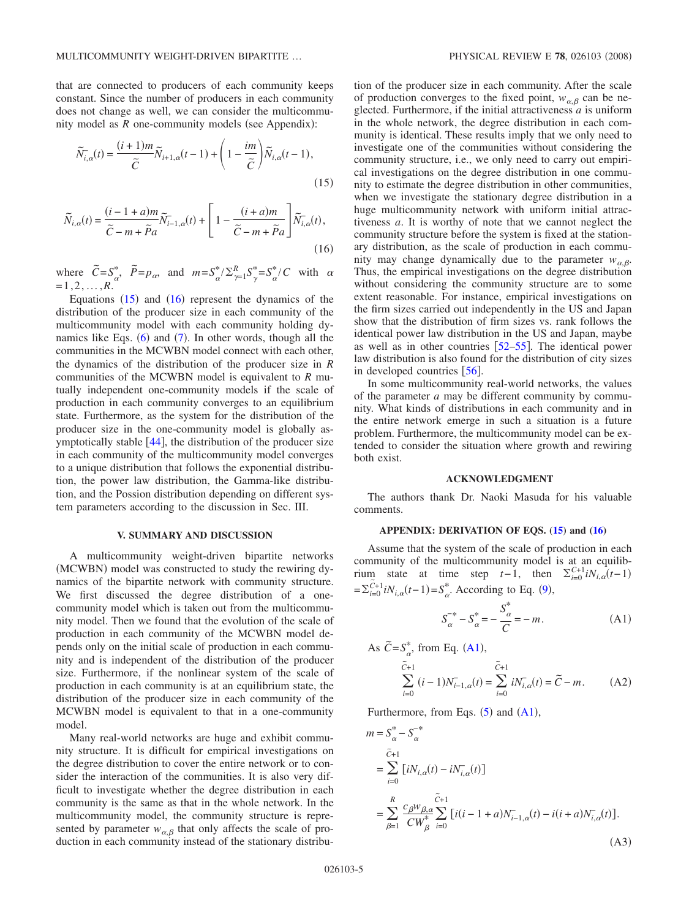that are connected to producers of each community keeps constant. Since the number of producers in each community does not change as well, we can consider the multicommunity model as $R$ one-community models (see Appendix):

$$\tilde{N}^{-}_{i,\alpha}(t) = \frac{(i+1)m}{\tilde{C}}\tilde{N}_{i+1,\alpha}(t-1) + \left(1 - \frac{im}{\tilde{C}}\right)\tilde{N}_{i,\alpha}(t-1), \tag{15}$$

$$\tilde{N}_{i,\alpha}(t) = \frac{(i-1+a)m}{\tilde{C}-m+\tilde{P}a}\tilde{N}^{-}_{i-1,\alpha}(t) + \left[1 - \frac{(i+a)m}{\tilde{C}-m+\tilde{P}a}\right]\tilde{N}^{-}_{i,\alpha}(t), \tag{16}$$

where $\tilde{C}=S^{*}_{\alpha}$, $\tilde{P}=p_{\alpha}$, and $m=S^{*}_{\alpha}/\Sigma_{\gamma=1}^{R}S^{*}_{\gamma}=S^{*}_{\alpha}/C$ with $\alpha=1,2,\ldots,R$.

Equations (15) and (16) represent the dynamics of the distribution of the producer size in each community of the multicommunity model with each community holding dynamics like Eqs. (6) and (7). In other words, though all the communities in the MCWBN model connect with each other, the dynamics of the distribution of the producer size in $R$ communities of the MCWBN model is equivalent to $R$ mutually independent one-community models if the scale of production in each community converges to an equilibrium state. Furthermore, as the system for the distribution of the producer size in the one-community model is globally asymptotically stable [44], the distribution of the producer size in each community of the multicommunity model converges to a unique distribution that follows the exponential distribution, the power law distribution, the Gamma-like distribution, and the Possion distribution depending on different system parameters according to the discussion in Sec. III.

## V. SUMMARY AND DISCUSSION

A multicommunity weight-driven bipartite networks (MCWBN) model was constructed to study the rewiring dynamics of the bipartite network with community structure. We first discussed the degree distribution of a one-community model which is taken out from the multicommunity model. Then we found that the evolution of the scale of production in each community of the MCWBN model depends only on the initial scale of production in each community and is independent of the distribution of the producer size. Furthermore, if the nonlinear system of the scale of production in each community is at an equilibrium state, the distribution of the producer size in each community of the MCWBN model is equivalent to that in a one-community model.

Many real-world networks are huge and exhibit community structure. It is difficult for empirical investigations on the degree distribution to cover the entire network or to consider the interaction of the communities. It is also very difficult to investigate whether the degree distribution in each community is the same as that in the whole network. In the multicommunity model, the community structure is represented by parameter $w_{\alpha,\beta}$ that only affects the scale of production in each community instead of the stationary distribution of the producer size in each community. After the scale of production converges to the fixed point, $w_{\alpha,\beta}$ can be neglected. Furthermore, if the initial attractiveness $a$ is uniform in the whole network, the degree distribution in each community is identical. These results imply that we only need to investigate one of the communities without considering the community structure, i.e., we only need to carry out empirical investigations on the degree distribution in one community to estimate the degree distribution in other communities, when we investigate the stationary degree distribution in a huge multicommunity network with uniform initial attractiveness $a$. It is worthy of note that we cannot neglect the community structure before the system is fixed at the stationary distribution, as the scale of production in each community may change dynamically due to the parameter $w_{\alpha,\beta}$. Thus, the empirical investigations on the degree distribution without considering the community structure are to some extent reasonable. For instance, empirical investigations on the firm sizes carried out independently in the US and Japan show that the distribution of firm sizes vs. rank follows the identical power law distribution in the US and Japan, maybe as well as in other countries [52–55]. The identical power law distribution is also found for the distribution of city sizes in developed countries [56].

In some multicommunity real-world networks, the values of the parameter $a$ may be different community by community. What kinds of distributions in each community and in the entire network emerge in such a situation is a future problem. Furthermore, the multicommunity model can be extended to consider the situation where growth and rewiring both exist.

## ACKNOWLEDGMENT

The authors thank Dr. Naoki Masuda for his valuable comments.

## APPENDIX: DERIVATION OF EQS. (15) and (16)

Assume that the system of the scale of production in each community of the multicommunity model is at an equilibrium state at time step $t-1$, then $\Sigma_{i=0}^{\tilde{C}+1}iN_{i,\alpha}(t-1)=\Sigma_{i=0}^{\tilde{C}+1}iN_{i,\alpha}(t-1)=S^{*}_{\alpha}$. According to Eq. (9),

$$S^{-*}_{\alpha} - S^{*}_{\alpha} = -\frac{S^{*}_{\alpha}}{C} = -m. \tag{A1}$$

As $\tilde{C}=S^{*}_{\alpha}$, from Eq. (A1),

$$\sum_{i=0}^{\tilde{C}+1}(i-1)N^{-}_{i-1,\alpha}(t) = \sum_{i=0}^{\tilde{C}+1}iN^{-}_{i,\alpha}(t) = \tilde{C}-m. \tag{A2}$$

Furthermore, from Eqs. (5) and (A1),

$$\begin{aligned} m &= S^{*}_{\alpha} - S^{-*}_{\alpha} \\ &= \sum_{i=0}^{\tilde{C}+1}[iN_{i,\alpha}(t) - iN^{-}_{i,\alpha}(t)] \\ &= \sum_{\beta=1}^{R}\frac{c_{\beta}w_{\beta,\alpha}}{CW^{*}_{\beta}}\sum_{i=0}^{\tilde{C}+1}[i(i-1+a)N^{-}_{i-1,\alpha}(t) - i(i+a)N^{-}_{i,\alpha}(t)]. \end{aligned} \tag{A3}$$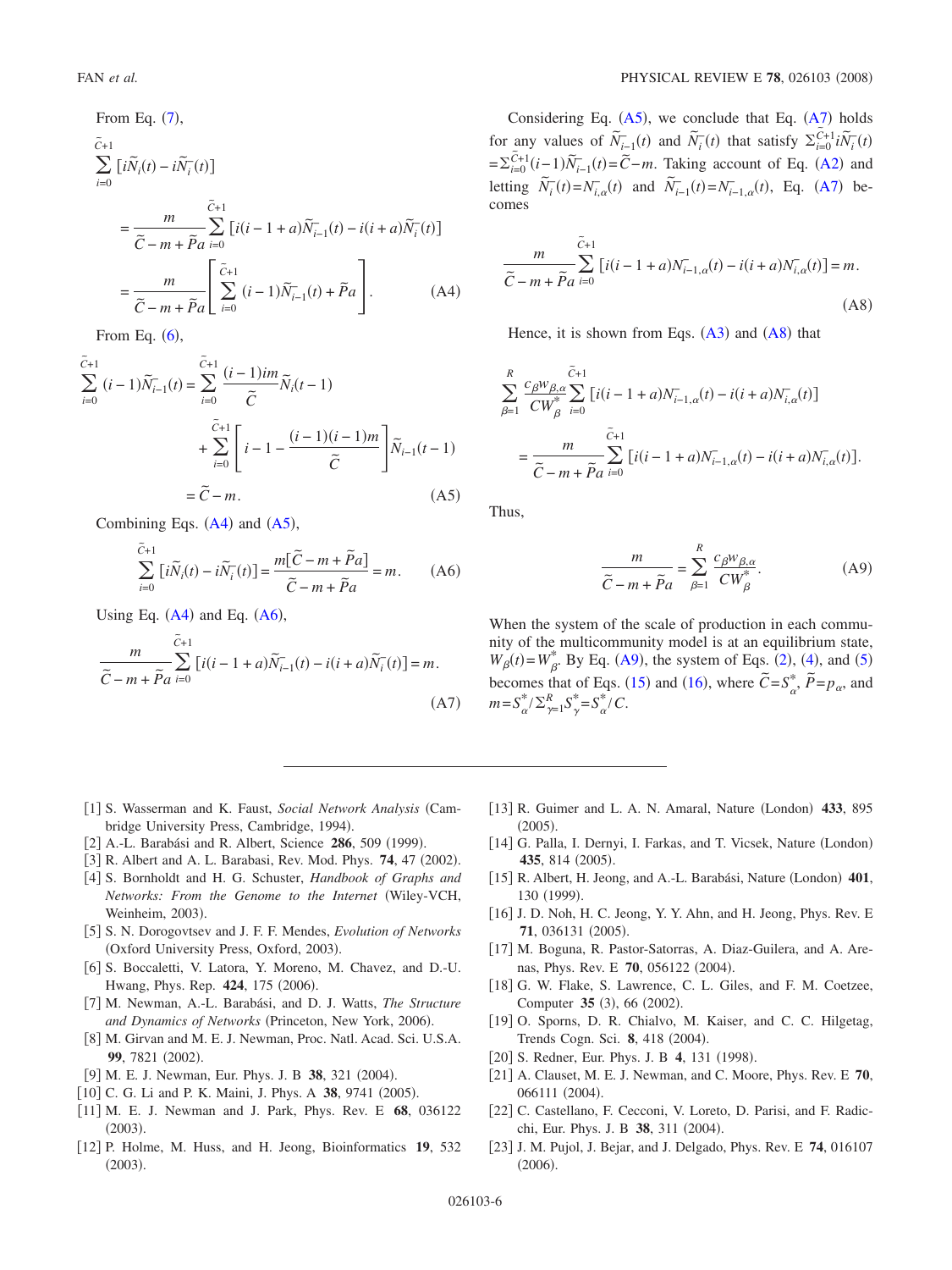From Eq. (7),

$$
\begin{aligned}
\sum_{i=0}^{\tilde{C}+1} [i\tilde{N}_i(t) - i\tilde{N}_i^-(t)] &= \frac{m}{\tilde{C} - m + \tilde{P}a} \sum_{i=0}^{\tilde{C}+1} [i(i-1+a)\tilde{N}_{i-1}^-(t) - i(i+a)\tilde{N}_i^-(t)] \\
&= \frac{m}{\tilde{C} - m + \tilde{P}a} \left[ \sum_{i=0}^{\tilde{C}+1} (i-1)\tilde{N}_{i-1}^-(t) + \tilde{P}a \right].
\end{aligned}
\tag{A4}
$$

From Eq. (6),

$$
\begin{aligned}
\sum_{i=0}^{\tilde{C}+1} (i-1)\tilde{N}_{i-1}^-(t) &= \sum_{i=0}^{\tilde{C}+1} \frac{(i-1)im}{\tilde{C}} \tilde{N}_i(t-1) + \sum_{i=0}^{\tilde{C}+1} \left[ i - 1 - \frac{(i-1)(i-1)m}{\tilde{C}} \right] \tilde{N}_{i-1}(t-1) \\
&= \tilde{C} - m.
\end{aligned}
\tag{A5}
$$

Combining Eqs. (A4) and (A5),

$$
\sum_{i=0}^{\tilde{C}+1} [i\tilde{N}_i(t) - i\tilde{N}_i^-(t)] = \frac{m[\tilde{C} - m + \tilde{P}a]}{\tilde{C} - m + \tilde{P}a} = m. \tag{A6}
$$

Using Eq. (A4) and Eq. (A6),

$$
\frac{m}{\tilde{C} - m + \tilde{P}a} \sum_{i=0}^{\tilde{C}+1} [i(i-1+a)\tilde{N}_{i-1}^-(t) - i(i+a)\tilde{N}_i^-(t)] = m. \tag{A7}
$$

Considering Eq. (A5), we conclude that Eq. (A7) holds for any values of $\tilde{N}_{i-1}^-(t)$ and $\tilde{N}_i^-(t)$ that satisfy $\sum_{i=0}^{\tilde{C}+1} i\tilde{N}_i^-(t) = \sum_{i=0}^{\tilde{C}+1} (i-1)\tilde{N}_{i-1}^-(t) = \tilde{C} - m$. Taking account of Eq. (A2) and letting $\tilde{N}_i^-(t) = N_{i,\alpha}^-(t)$ and $\tilde{N}_{i-1}^-(t) = N_{i-1,\alpha}^-(t)$, Eq. (A7) becomes

$$
\frac{m}{\tilde{C} - m + \tilde{P}a} \sum_{i=0}^{\tilde{C}+1} [i(i-1+a)N_{i-1,\alpha}^-(t) - i(i+a)N_{i,\alpha}^-(t)] = m. \tag{A8}
$$

Hence, it is shown from Eqs. (A3) and (A8) that

$$
\begin{aligned}
\sum_{\beta=1}^{R} \frac{c_\beta w_{\beta,\alpha}}{CW_\beta^*} \sum_{i=0}^{\tilde{C}+1} [i(i-1+a)N_{i-1,\alpha}^-(t) - i(i+a)N_{i,\alpha}^-(t)] \\
= \frac{m}{\tilde{C} - m + \tilde{P}a} \sum_{i=0}^{\tilde{C}+1} [i(i-1+a)N_{i-1,\alpha}^-(t) - i(i+a)N_{i,\alpha}^-(t)].
\end{aligned}
$$

Thus,

$$
\frac{m}{\tilde{C} - m + \tilde{P}a} = \sum_{\beta=1}^{R} \frac{c_\beta w_{\beta,\alpha}}{CW_\beta^*}. \tag{A9}
$$

When the system of the scale of production in each community of the multicommunity model is at an equilibrium state, $W_\beta(t) = W_\beta^*$. By Eq. (A9), the system of Eqs. (2), (4), and (5) becomes that of Eqs. (15) and (16), where $\tilde{C} = S_\alpha^*$, $\tilde{P} = p_\alpha$, and $m = S_\alpha^* / \sum_{\gamma=1}^{R} S_\gamma^* = S_\alpha^* / C$.

---

[1] S. Wasserman and K. Faust, *Social Network Analysis* (Cambridge University Press, Cambridge, 1994).
[2] A.-L. Barabási and R. Albert, Science **286**, 509 (1999).
[3] R. Albert and A. L. Barabasi, Rev. Mod. Phys. **74**, 47 (2002).
[4] S. Bornholdt and H. G. Schuster, *Handbook of Graphs and Networks: From the Genome to the Internet* (Wiley-VCH, Weinheim, 2003).
[5] S. N. Dorogovtsev and J. F. F. Mendes, *Evolution of Networks* (Oxford University Press, Oxford, 2003).
[6] S. Boccaletti, V. Latora, Y. Moreno, M. Chavez, and D.-U. Hwang, Phys. Rep. **424**, 175 (2006).
[7] M. Newman, A.-L. Barabási, and D. J. Watts, *The Structure and Dynamics of Networks* (Princeton, New York, 2006).
[8] M. Girvan and M. E. J. Newman, Proc. Natl. Acad. Sci. U.S.A. **99**, 7821 (2002).
[9] M. E. J. Newman, Eur. Phys. J. B **38**, 321 (2004).
[10] C. G. Li and P. K. Maini, J. Phys. A **38**, 9741 (2005).
[11] M. E. J. Newman and J. Park, Phys. Rev. E **68**, 036122 (2003).
[12] P. Holme, M. Huss, and H. Jeong, Bioinformatics **19**, 532 (2003).
[13] R. Guimer and L. A. N. Amaral, Nature (London) **433**, 895 (2005).
[14] G. Palla, I. Dernyi, I. Farkas, and T. Vicsek, Nature (London) **435**, 814 (2005).
[15] R. Albert, H. Jeong, and A.-L. Barabási, Nature (London) **401**, 130 (1999).
[16] J. D. Noh, H. C. Jeong, Y. Y. Ahn, and H. Jeong, Phys. Rev. E **71**, 036131 (2005).
[17] M. Boguna, R. Pastor-Satorras, A. Diaz-Guilera, and A. Arenas, Phys. Rev. E **70**, 056122 (2004).
[18] G. W. Flake, S. Lawrence, C. L. Giles, and F. M. Coetzee, Computer **35** (3), 66 (2002).
[19] O. Sporns, D. R. Chialvo, M. Kaiser, and C. C. Hilgetag, Trends Cogn. Sci. **8**, 418 (2004).
[20] S. Redner, Eur. Phys. J. B **4**, 131 (1998).
[21] A. Clauset, M. E. J. Newman, and C. Moore, Phys. Rev. E **70**, 066111 (2004).
[22] C. Castellano, F. Cecconi, V. Loreto, D. Parisi, and F. Radicchi, Eur. Phys. J. B **38**, 311 (2004).
[23] J. M. Pujol, J. Bejar, and J. Delgado, Phys. Rev. E **74**, 016107 (2006).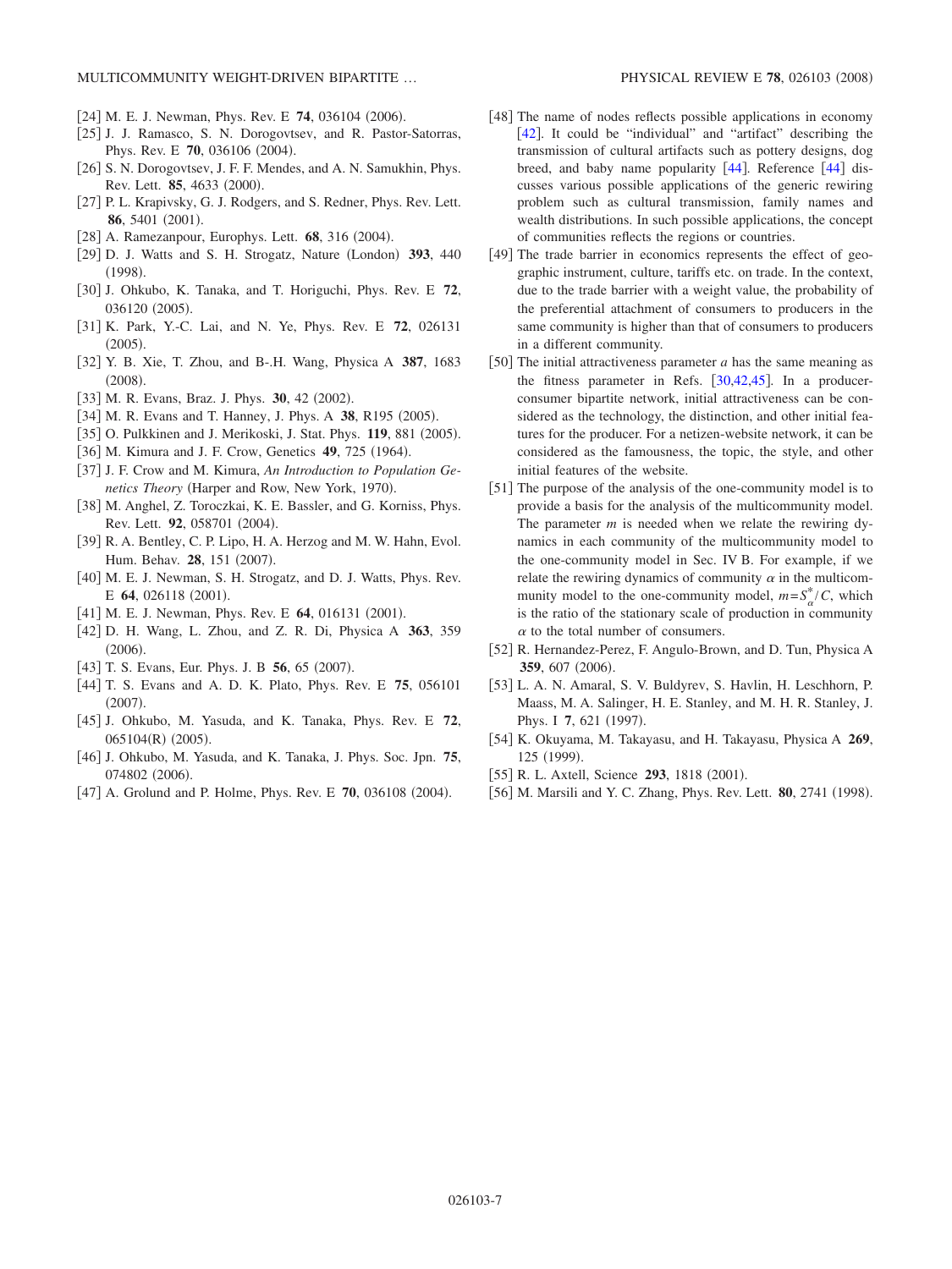[24] M. E. J. Newman, Phys. Rev. E **74**, 036104 (2006).

[25] J. J. Ramasco, S. N. Dorogovtsev, and R. Pastor-Satorras, Phys. Rev. E **70**, 036106 (2004).

[26] S. N. Dorogovtsev, J. F. F. Mendes, and A. N. Samukhin, Phys. Rev. Lett. **85**, 4633 (2000).

[27] P. L. Krapivsky, G. J. Rodgers, and S. Redner, Phys. Rev. Lett. **86**, 5401 (2001).

[28] A. Ramezanpour, Europhys. Lett. **68**, 316 (2004).

[29] D. J. Watts and S. H. Strogatz, Nature (London) **393**, 440 (1998).

[30] J. Ohkubo, K. Tanaka, and T. Horiguchi, Phys. Rev. E **72**, 036120 (2005).

[31] K. Park, Y.-C. Lai, and N. Ye, Phys. Rev. E **72**, 026131 (2005).

[32] Y. B. Xie, T. Zhou, and B-.H. Wang, Physica A **387**, 1683 (2008).

[33] M. R. Evans, Braz. J. Phys. **30**, 42 (2002).

[34] M. R. Evans and T. Hanney, J. Phys. A **38**, R195 (2005).

[35] O. Pulkkinen and J. Merikoski, J. Stat. Phys. **119**, 881 (2005).

[36] M. Kimura and J. F. Crow, Genetics **49**, 725 (1964).

[37] J. F. Crow and M. Kimura, *An Introduction to Population Genetics Theory* (Harper and Row, New York, 1970).

[38] M. Anghel, Z. Toroczkai, K. E. Bassler, and G. Korniss, Phys. Rev. Lett. **92**, 058701 (2004).

[39] R. A. Bentley, C. P. Lipo, H. A. Herzog and M. W. Hahn, Evol. Hum. Behav. **28**, 151 (2007).

[40] M. E. J. Newman, S. H. Strogatz, and D. J. Watts, Phys. Rev. E **64**, 026118 (2001).

[41] M. E. J. Newman, Phys. Rev. E **64**, 016131 (2001).

[42] D. H. Wang, L. Zhou, and Z. R. Di, Physica A **363**, 359 (2006).

[43] T. S. Evans, Eur. Phys. J. B **56**, 65 (2007).

[44] T. S. Evans and A. D. K. Plato, Phys. Rev. E **75**, 056101 (2007).

[45] J. Ohkubo, M. Yasuda, and K. Tanaka, Phys. Rev. E **72**, 065104(R) (2005).

[46] J. Ohkubo, M. Yasuda, and K. Tanaka, J. Phys. Soc. Jpn. **75**, 074802 (2006).

[47] A. Grolund and P. Holme, Phys. Rev. E **70**, 036108 (2004).

[48] The name of nodes reflects possible applications in economy [42]. It could be "individual" and "artifact" describing the transmission of cultural artifacts such as pottery designs, dog breed, and baby name popularity [44]. Reference [44] discusses various possible applications of the generic rewiring problem such as cultural transmission, family names and wealth distributions. In such possible applications, the concept of communities reflects the regions or countries.

[49] The trade barrier in economics represents the effect of geographic instrument, culture, tariffs etc. on trade. In the context, due to the trade barrier with a weight value, the probability of the preferential attachment of consumers to producers in the same community is higher than that of consumers to producers in a different community.

[50] The initial attractiveness parameter $a$ has the same meaning as the fitness parameter in Refs. [30,42,45]. In a producer-consumer bipartite network, initial attractiveness can be considered as the technology, the distinction, and other initial features for the producer. For a netizen-website network, it can be considered as the famousness, the topic, the style, and other initial features of the website.

[51] The purpose of the analysis of the one-community model is to provide a basis for the analysis of the multicommunity model. The parameter $m$ is needed when we relate the rewiring dynamics in each community of the multicommunity model to the one-community model in Sec. IV B. For example, if we relate the rewiring dynamics of community $\alpha$ in the multicommunity model to the one-community model, $m=S_{\alpha}^{*}/C$, which is the ratio of the stationary scale of production in community $\alpha$ to the total number of consumers.

[52] R. Hernandez-Perez, F. Angulo-Brown, and D. Tun, Physica A **359**, 607 (2006).

[53] L. A. N. Amaral, S. V. Buldyrev, S. Havlin, H. Leschhorn, P. Maass, M. A. Salinger, H. E. Stanley, and M. H. R. Stanley, J. Phys. I **7**, 621 (1997).

[54] K. Okuyama, M. Takayasu, and H. Takayasu, Physica A **269**, 125 (1999).

[55] R. L. Axtell, Science **293**, 1818 (2001).

[56] M. Marsili and Y. C. Zhang, Phys. Rev. Lett. **80**, 2741 (1998).